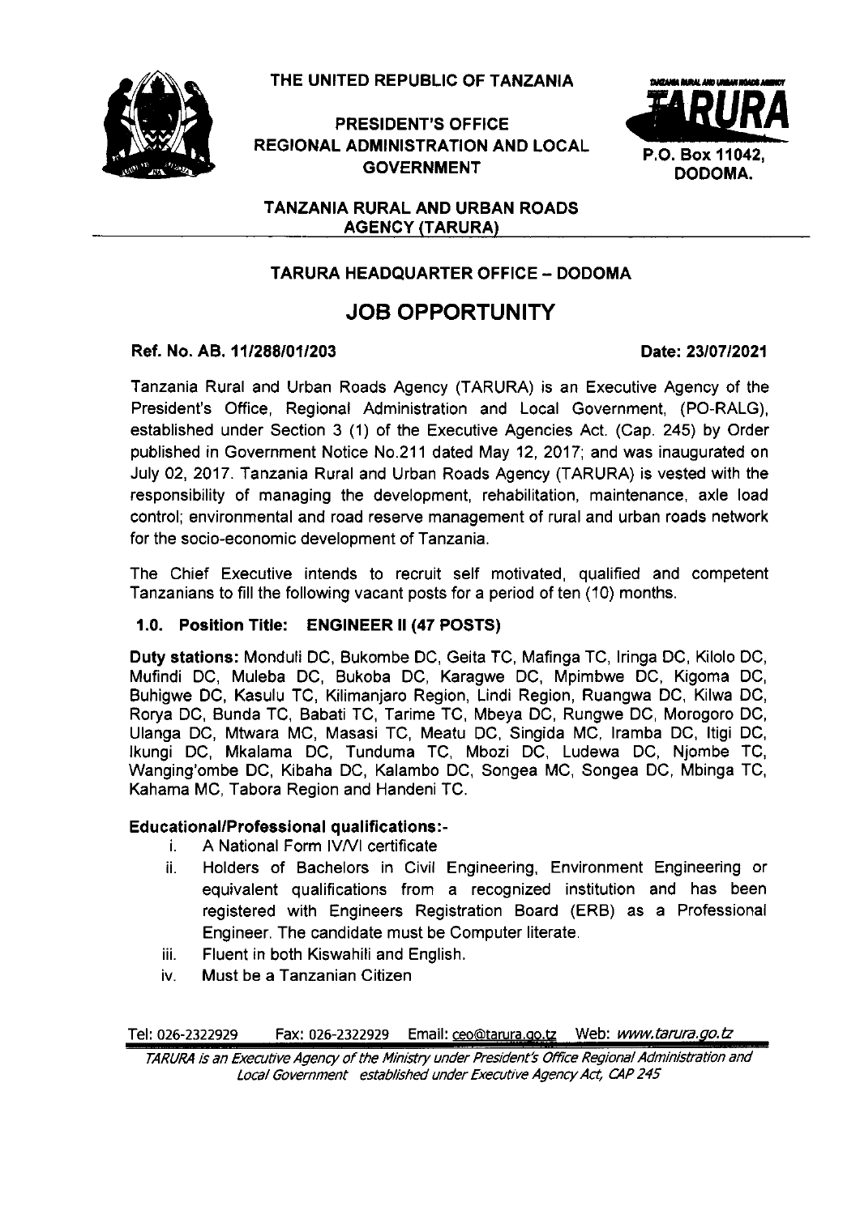THE UNITED REPUBLIC OF TANZANIA

PRESIDENT'S OFFICE
REGIONAL ADMINISTRATION AND LOCAL GOVERNMENT

TARURA
P.O. Box 11042,
DODOMA.

TANZANIA RURAL AND URBAN ROADS AGENCY (TARURA)

## TARURA HEADQUARTER OFFICE – DODOMA

# JOB OPPORTUNITY

**Ref. No. AB. 11/288/01/203** **Date: 23/07/2021**

Tanzania Rural and Urban Roads Agency (TARURA) is an Executive Agency of the President's Office, Regional Administration and Local Government, (PO-RALG), established under Section 3 (1) of the Executive Agencies Act. (Cap. 245) by Order published in Government Notice No.211 dated May 12, 2017; and was inaugurated on July 02, 2017. Tanzania Rural and Urban Roads Agency (TARURA) is vested with the responsibility of managing the development, rehabilitation, maintenance, axle load control; environmental and road reserve management of rural and urban roads network for the socio-economic development of Tanzania.

The Chief Executive intends to recruit self motivated, qualified and competent Tanzanians to fill the following vacant posts for a period of ten (10) months.

### 1.0. Position Title: ENGINEER II (47 POSTS)

**Duty stations:** Monduli DC, Bukombe DC, Geita TC, Mafinga TC, Iringa DC, Kilolo DC, Mufindi DC, Muleba DC, Bukoba DC, Karagwe DC, Mpimbwe DC, Kigoma DC, Buhigwe DC, Kasulu TC, Kilimanjaro Region, Lindi Region, Ruangwa DC, Kilwa DC, Rorya DC, Bunda TC, Babati TC, Tarime TC, Mbeya DC, Rungwe DC, Morogoro DC, Ulanga DC, Mtwara MC, Masasi TC, Meatu DC, Singida MC, Iramba DC, Itigi DC, Ikungi DC, Mkalama DC, Tunduma TC, Mbozi DC, Ludewa DC, Njombe TC, Wanging'ombe DC, Kibaha DC, Kalambo DC, Songea MC, Songea DC, Mbinga TC, Kahama MC, Tabora Region and Handeni TC.

**Educational/Professional qualifications:-**

i. A National Form IV/VI certificate
ii. Holders of Bachelors in Civil Engineering, Environment Engineering or equivalent qualifications from a recognized institution and has been registered with Engineers Registration Board (ERB) as a Professional Engineer. The candidate must be Computer literate.
iii. Fluent in both Kiswahili and English.
iv. Must be a Tanzanian Citizen

Tel: 026-2322929 Fax: 026-2322929 Email: ceo@tarura.go.tz Web: *www.tarura.go.tz*

*TARURA is an Executive Agency of the Ministry under President's Office Regional Administration and Local Government established under Executive Agency Act, CAP 245*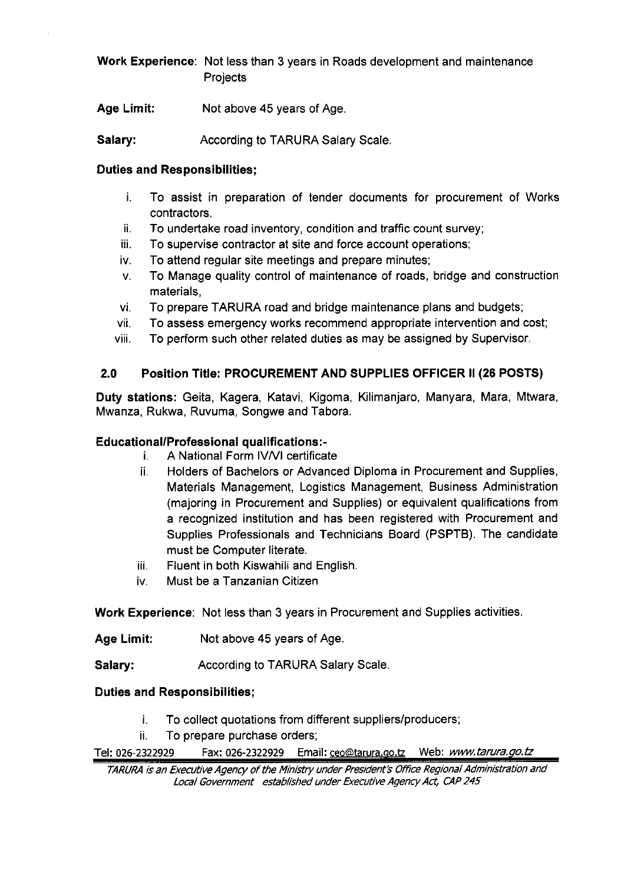**Work Experience**: Not less than 3 years in Roads development and maintenance Projects

**Age Limit:** Not above 45 years of Age.

**Salary:** According to TARURA Salary Scale.

**Duties and Responsibilities;**

i. To assist in preparation of tender documents for procurement of Works contractors.
ii. To undertake road inventory, condition and traffic count survey;
iii. To supervise contractor at site and force account operations;
iv. To attend regular site meetings and prepare minutes;
v. To Manage quality control of maintenance of roads, bridge and construction materials,
vi. To prepare TARURA road and bridge maintenance plans and budgets;
vii. To assess emergency works recommend appropriate intervention and cost;
viii. To perform such other related duties as may be assigned by Supervisor.

## 2.0 Position Title: PROCUREMENT AND SUPPLIES OFFICER II (26 POSTS)

**Duty stations:** Geita, Kagera, Katavi, Kigoma, Kilimanjaro, Manyara, Mara, Mtwara, Mwanza, Rukwa, Ruvuma, Songwe and Tabora.

**Educational/Professional qualifications:-**

i. A National Form IV/VI certificate
ii. Holders of Bachelors or Advanced Diploma in Procurement and Supplies, Materials Management, Logistics Management, Business Administration (majoring in Procurement and Supplies) or equivalent qualifications from a recognized institution and has been registered with Procurement and Supplies Professionals and Technicians Board (PSPTB). The candidate must be Computer literate.
iii. Fluent in both Kiswahili and English.
iv. Must be a Tanzanian Citizen

**Work Experience**: Not less than 3 years in Procurement and Supplies activities.

**Age Limit:** Not above 45 years of Age.

**Salary:** According to TARURA Salary Scale.

**Duties and Responsibilities;**

i. To collect quotations from different suppliers/producers;
ii. To prepare purchase orders;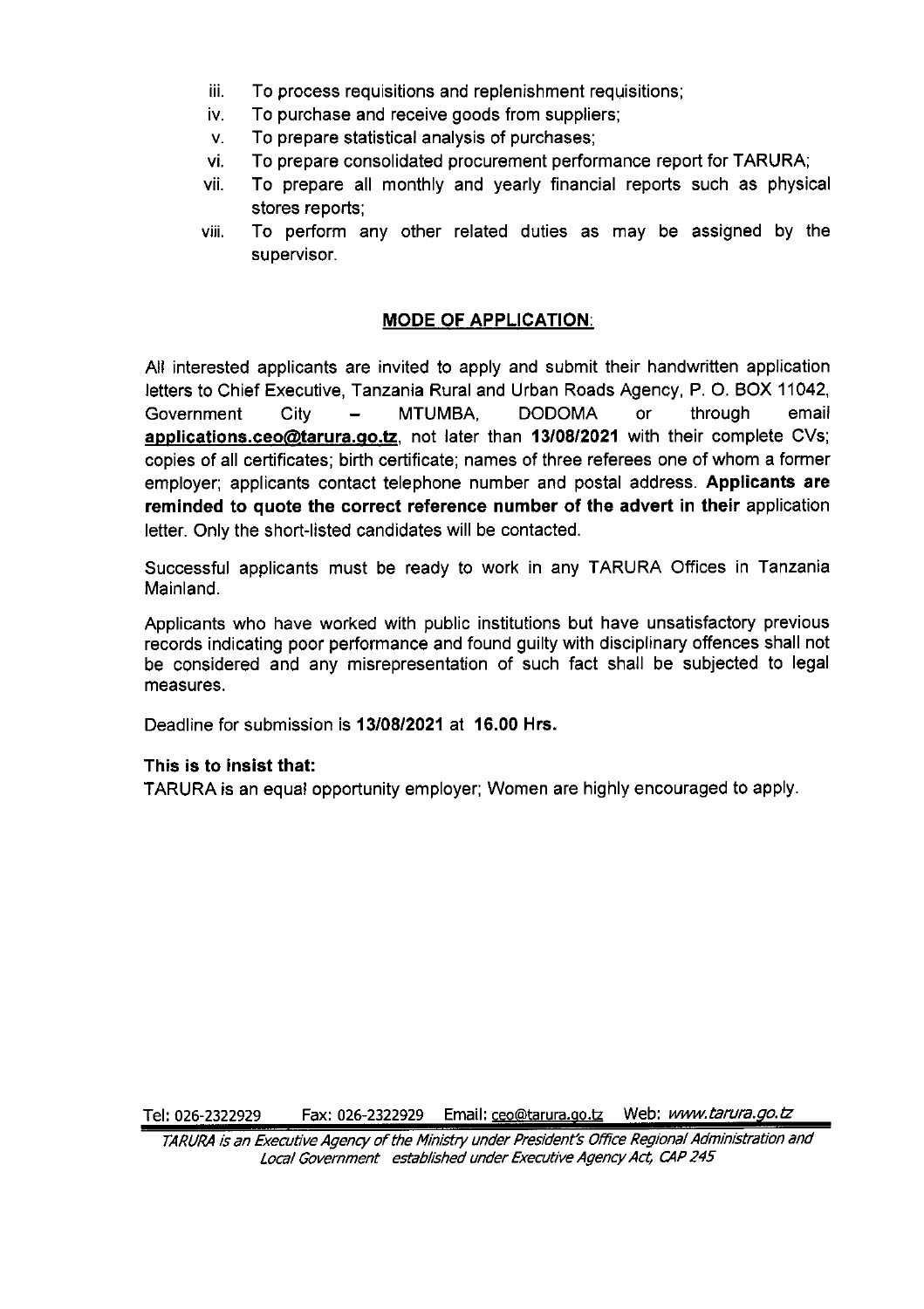iii. To process requisitions and replenishment requisitions;
iv. To purchase and receive goods from suppliers;
v. To prepare statistical analysis of purchases;
vi. To prepare consolidated procurement performance report for TARURA;
vii. To prepare all monthly and yearly financial reports such as physical stores reports;
viii. To perform any other related duties as may be assigned by the supervisor.

## MODE OF APPLICATION:

All interested applicants are invited to apply and submit their handwritten application letters to Chief Executive, Tanzania Rural and Urban Roads Agency, P. O. BOX 11042, Government City – MTUMBA, DODOMA or through email **applications.ceo@tarura.go.tz**, not later than **13/08/2021** with their complete CVs; copies of all certificates; birth certificate; names of three referees one of whom a former employer; applicants contact telephone number and postal address. **Applicants are reminded to quote the correct reference number of the advert in their** application letter. Only the short-listed candidates will be contacted.

Successful applicants must be ready to work in any TARURA Offices in Tanzania Mainland.

Applicants who have worked with public institutions but have unsatisfactory previous records indicating poor performance and found guilty with disciplinary offences shall not be considered and any misrepresentation of such fact shall be subjected to legal measures.

Deadline for submission is **13/08/2021** at **16.00 Hrs.**

**This is to insist that:**
TARURA is an equal opportunity employer; Women are highly encouraged to apply.